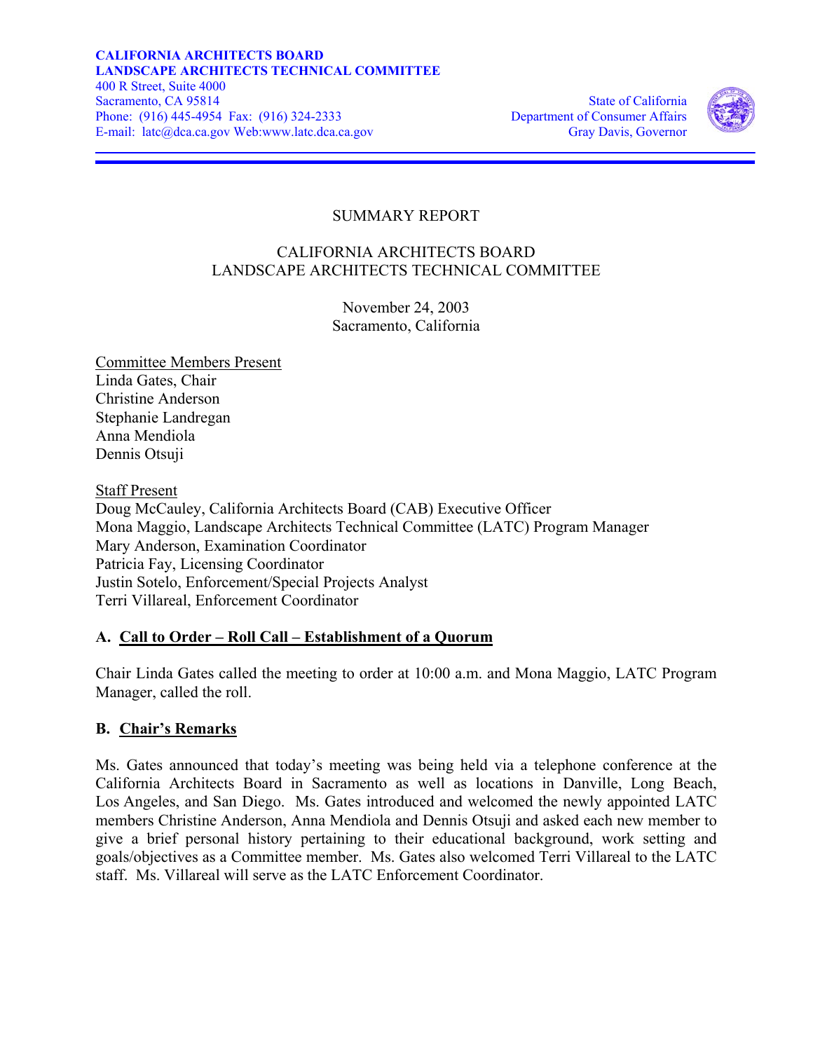**CALIFORNIA ARCHITECTS BOARD**
**LANDSCAPE ARCHITECTS TECHNICAL COMMITTEE**
400 R Street, Suite 4000
Sacramento, CA 95814
Phone: (916) 445-4954 Fax: (916) 324-2333
E-mail: latc@dca.ca.gov Web:www.latc.dca.ca.gov

State of California
Department of Consumer Affairs
Gray Davis, Governor

SUMMARY REPORT

CALIFORNIA ARCHITECTS BOARD
LANDSCAPE ARCHITECTS TECHNICAL COMMITTEE

November 24, 2003
Sacramento, California

Committee Members Present
Linda Gates, Chair
Christine Anderson
Stephanie Landregan
Anna Mendiola
Dennis Otsuji

Staff Present
Doug McCauley, California Architects Board (CAB) Executive Officer
Mona Maggio, Landscape Architects Technical Committee (LATC) Program Manager
Mary Anderson, Examination Coordinator
Patricia Fay, Licensing Coordinator
Justin Sotelo, Enforcement/Special Projects Analyst
Terri Villareal, Enforcement Coordinator

## A. Call to Order – Roll Call – Establishment of a Quorum

Chair Linda Gates called the meeting to order at 10:00 a.m. and Mona Maggio, LATC Program Manager, called the roll.

## B. Chair's Remarks

Ms. Gates announced that today's meeting was being held via a telephone conference at the California Architects Board in Sacramento as well as locations in Danville, Long Beach, Los Angeles, and San Diego. Ms. Gates introduced and welcomed the newly appointed LATC members Christine Anderson, Anna Mendiola and Dennis Otsuji and asked each new member to give a brief personal history pertaining to their educational background, work setting and goals/objectives as a Committee member. Ms. Gates also welcomed Terri Villareal to the LATC staff. Ms. Villareal will serve as the LATC Enforcement Coordinator.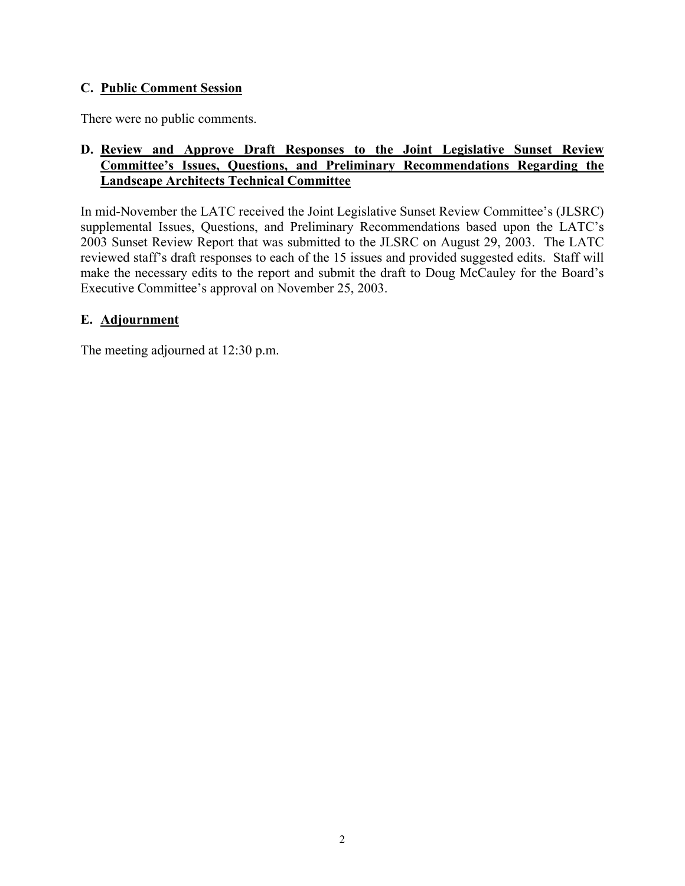## C. Public Comment Session

There were no public comments.

## D. Review and Approve Draft Responses to the Joint Legislative Sunset Review Committee's Issues, Questions, and Preliminary Recommendations Regarding the Landscape Architects Technical Committee

In mid-November the LATC received the Joint Legislative Sunset Review Committee's (JLSRC) supplemental Issues, Questions, and Preliminary Recommendations based upon the LATC's 2003 Sunset Review Report that was submitted to the JLSRC on August 29, 2003. The LATC reviewed staff's draft responses to each of the 15 issues and provided suggested edits. Staff will make the necessary edits to the report and submit the draft to Doug McCauley for the Board's Executive Committee's approval on November 25, 2003.

## E. Adjournment

The meeting adjourned at 12:30 p.m.